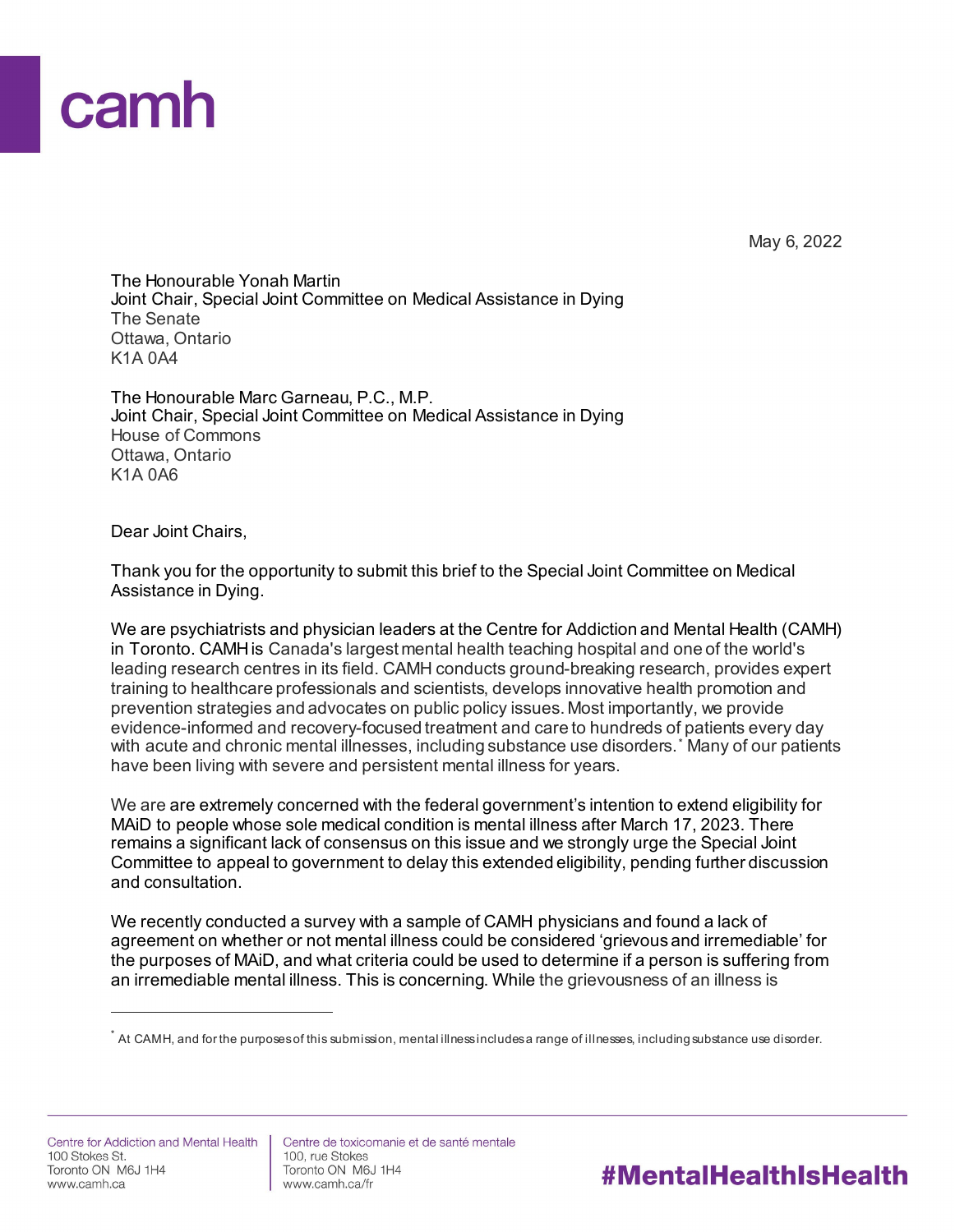camh

May 6, 2022

The Honourable Yonah Martin
Joint Chair, Special Joint Committee on Medical Assistance in Dying
The Senate
Ottawa, Ontario
K1A 0A4

The Honourable Marc Garneau, P.C., M.P.
Joint Chair, Special Joint Committee on Medical Assistance in Dying
House of Commons
Ottawa, Ontario
K1A 0A6

Dear Joint Chairs,

Thank you for the opportunity to submit this brief to the Special Joint Committee on Medical Assistance in Dying.

We are psychiatrists and physician leaders at the Centre for Addiction and Mental Health (CAMH) in Toronto. CAMH is Canada's largest mental health teaching hospital and one of the world's leading research centres in its field. CAMH conducts ground-breaking research, provides expert training to healthcare professionals and scientists, develops innovative health promotion and prevention strategies and advocates on public policy issues. Most importantly, we provide evidence-informed and recovery-focused treatment and care to hundreds of patients every day with acute and chronic mental illnesses, including substance use disorders.[*] Many of our patients have been living with severe and persistent mental illness for years.

We are are extremely concerned with the federal government's intention to extend eligibility for MAiD to people whose sole medical condition is mental illness after March 17, 2023. There remains a significant lack of consensus on this issue and we strongly urge the Special Joint Committee to appeal to government to delay this extended eligibility, pending further discussion and consultation.

We recently conducted a survey with a sample of CAMH physicians and found a lack of agreement on whether or not mental illness could be considered 'grievous and irremediable' for the purposes of MAiD, and what criteria could be used to determine if a person is suffering from an irremediable mental illness. This is concerning. While the grievousness of an illness is

[*] At CAMH, and for the purposes of this submission, mental illness includes a range of illnesses, including substance use disorder.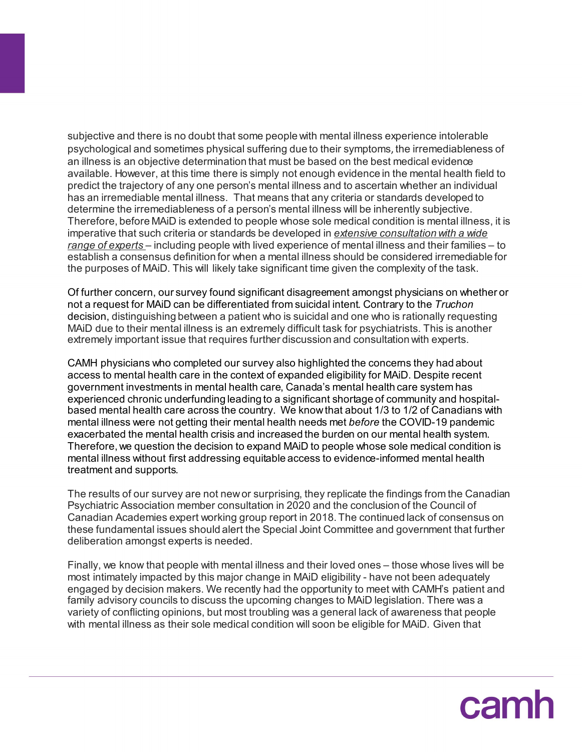subjective and there is no doubt that some people with mental illness experience intolerable psychological and sometimes physical suffering due to their symptoms, the irremediableness of an illness is an objective determination that must be based on the best medical evidence available. However, at this time there is simply not enough evidence in the mental health field to predict the trajectory of any one person's mental illness and to ascertain whether an individual has an irremediable mental illness. That means that any criteria or standards developed to determine the irremediableness of a person's mental illness will be inherently subjective. Therefore, before MAiD is extended to people whose sole medical condition is mental illness, it is imperative that such criteria or standards be developed in *extensive consultation with a wide range of experts* – including people with lived experience of mental illness and their families – to establish a consensus definition for when a mental illness should be considered irremediable for the purposes of MAiD. This will likely take significant time given the complexity of the task.

Of further concern, our survey found significant disagreement amongst physicians on whether or not a request for MAiD can be differentiated from suicidal intent. Contrary to the *Truchon* decision, distinguishing between a patient who is suicidal and one who is rationally requesting MAiD due to their mental illness is an extremely difficult task for psychiatrists. This is another extremely important issue that requires further discussion and consultation with experts.

CAMH physicians who completed our survey also highlighted the concerns they had about access to mental health care in the context of expanded eligibility for MAiD. Despite recent government investments in mental health care, Canada's mental health care system has experienced chronic underfunding leading to a significant shortage of community and hospital-based mental health care across the country. We know that about 1/3 to 1/2 of Canadians with mental illness were not getting their mental health needs met *before* the COVID-19 pandemic exacerbated the mental health crisis and increased the burden on our mental health system. Therefore, we question the decision to expand MAiD to people whose sole medical condition is mental illness without first addressing equitable access to evidence-informed mental health treatment and supports.

The results of our survey are not new or surprising, they replicate the findings from the Canadian Psychiatric Association member consultation in 2020 and the conclusion of the Council of Canadian Academies expert working group report in 2018. The continued lack of consensus on these fundamental issues should alert the Special Joint Committee and government that further deliberation amongst experts is needed.

Finally, we know that people with mental illness and their loved ones – those whose lives will be most intimately impacted by this major change in MAiD eligibility - have not been adequately engaged by decision makers. We recently had the opportunity to meet with CAMH's patient and family advisory councils to discuss the upcoming changes to MAiD legislation. There was a variety of conflicting opinions, but most troubling was a general lack of awareness that people with mental illness as their sole medical condition will soon be eligible for MAiD. Given that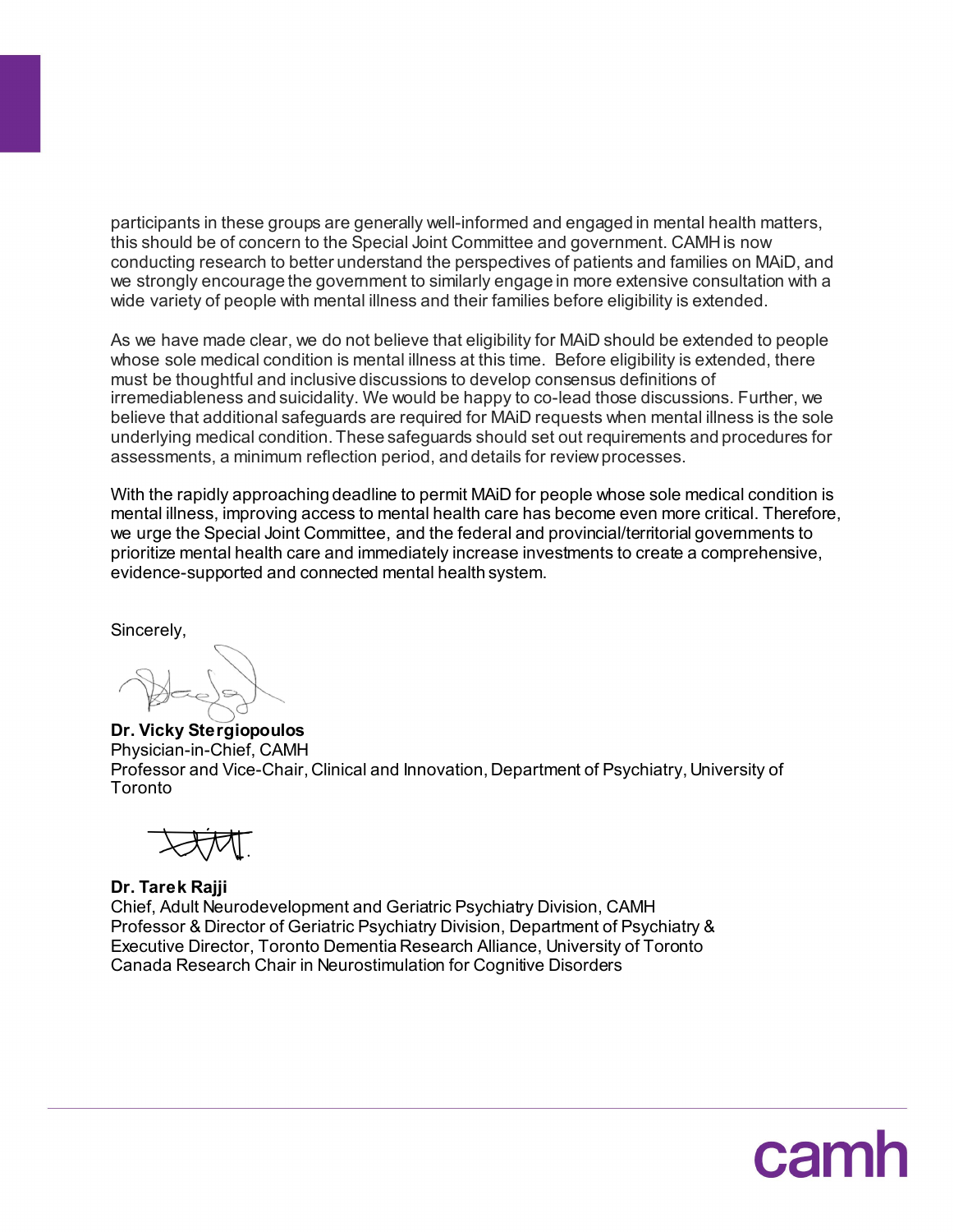participants in these groups are generally well-informed and engaged in mental health matters, this should be of concern to the Special Joint Committee and government. CAMH is now conducting research to better understand the perspectives of patients and families on MAiD, and we strongly encourage the government to similarly engage in more extensive consultation with a wide variety of people with mental illness and their families before eligibility is extended.

As we have made clear, we do not believe that eligibility for MAiD should be extended to people whose sole medical condition is mental illness at this time. Before eligibility is extended, there must be thoughtful and inclusive discussions to develop consensus definitions of irremediableness and suicidality. We would be happy to co-lead those discussions. Further, we believe that additional safeguards are required for MAiD requests when mental illness is the sole underlying medical condition. These safeguards should set out requirements and procedures for assessments, a minimum reflection period, and details for review processes.

With the rapidly approaching deadline to permit MAiD for people whose sole medical condition is mental illness, improving access to mental health care has become even more critical. Therefore, we urge the Special Joint Committee, and the federal and provincial/territorial governments to prioritize mental health care and immediately increase investments to create a comprehensive, evidence-supported and connected mental health system.

Sincerely,

**Dr. Vicky Stergiopoulos**
Physician-in-Chief, CAMH
Professor and Vice-Chair, Clinical and Innovation, Department of Psychiatry, University of Toronto

**Dr. Tarek Rajji**
Chief, Adult Neurodevelopment and Geriatric Psychiatry Division, CAMH
Professor & Director of Geriatric Psychiatry Division, Department of Psychiatry &
Executive Director, Toronto Dementia Research Alliance, University of Toronto
Canada Research Chair in Neurostimulation for Cognitive Disorders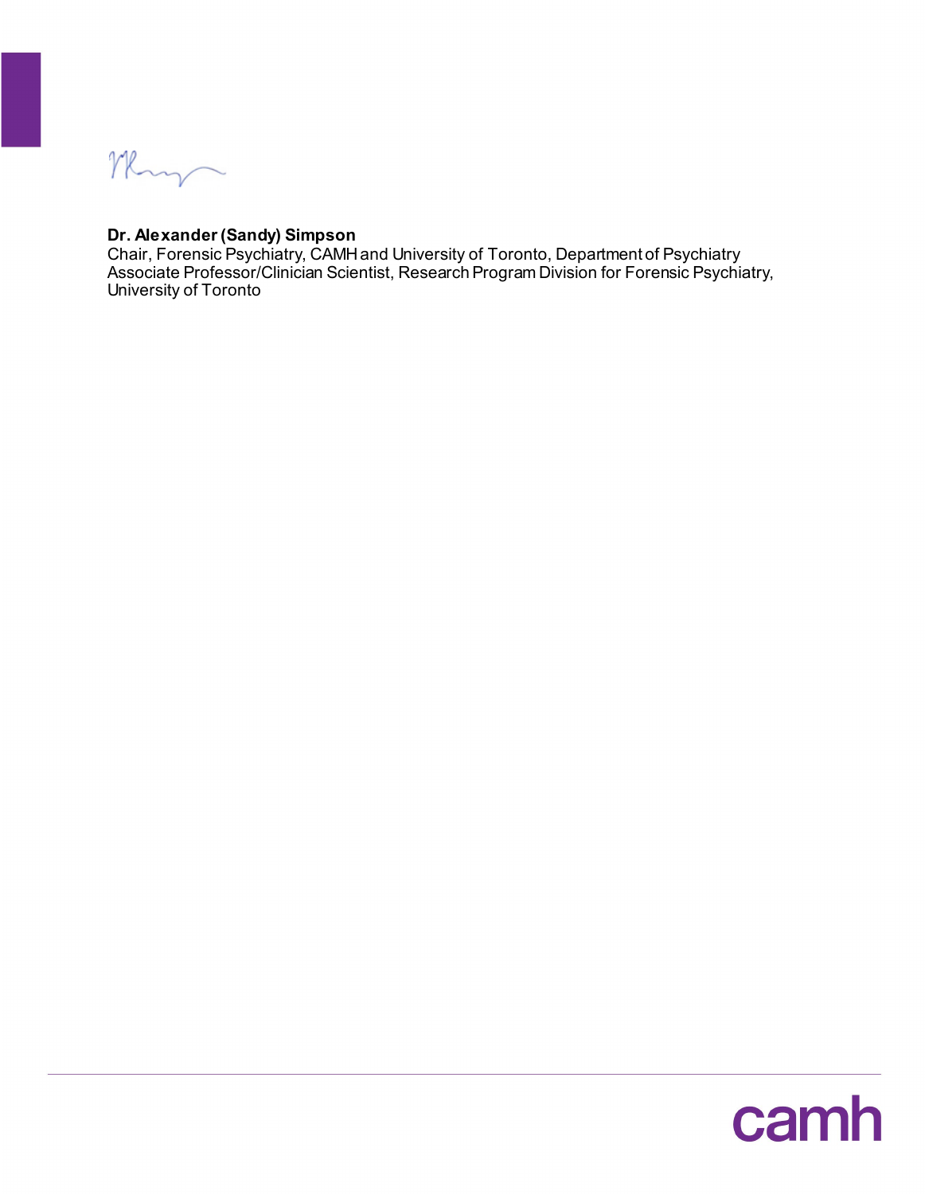**Dr. Alexander (Sandy) Simpson**
Chair, Forensic Psychiatry, CAMH and University of Toronto, Department of Psychiatry
Associate Professor/Clinician Scientist, Research Program Division for Forensic Psychiatry, University of Toronto